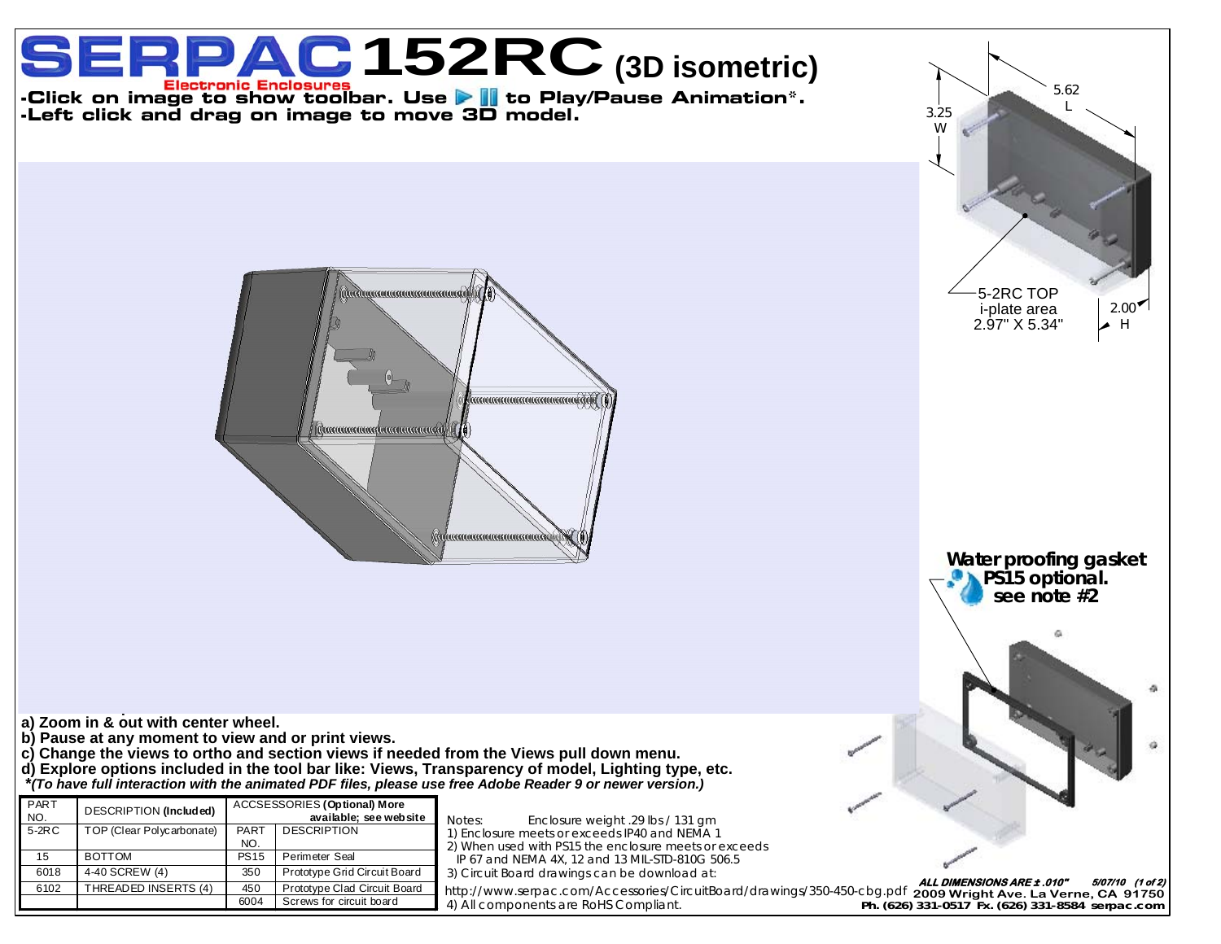# SERPAC 152RC (3D isometric)

Electronic Enclosures

- Click on image to show toolbar. Use ▶ ▌▌ to Play/Pause Animation*.
- Left click and drag on image to move 3D model.

5.62 L

3.25 W

2.00 H

5-2RC TOP i-plate area 2.97" X 5.34"

**Water proofing gasket PS15 optional. see note #2**

**a) Zoom in & out with center wheel.**
**b) Pause at any moment to view and or print views.**
**c) Change the views to ortho and section views if needed from the Views pull down menu.**
**d) Explore options included in the tool bar like: Views, Transparency of model, Lighting type, etc.**
***(To have full interaction with the animated PDF files, please use free Adobe Reader 9 or newer version.)***

| PART NO. | DESCRIPTION **(Included)** | ACCSESSORIES **(Optional) More available; see website** | |
|---|---|---|---|
| 5-2RC | TOP (Clear Polycarbonate) | PART NO. | DESCRIPTION |
| 15 | BOTTOM | PS15 | Perimeter Seal |
| 6018 | 4-40 SCREW (4) | 350 | Prototype Grid Circuit Board |
| 6102 | THREADED INSERTS (4) | 450 | Prototype Clad Circuit Board |
| | | 6004 | Screws for circuit board |

Notes: Enclosure weight .29 lbs / 131 gm
1) Enclosure meets or exceeds IP40 and NEMA 1
2) When used with PS15 the enclosure meets or exceeds IP 67 and NEMA 4X, 12 and 13 MIL-STD-810G 506.5
3) Circuit Board drawings can be download at: http://www.serpac.com/Accessories/CircuitBoard/drawings/350-450-cbg.pdf
4) All components are RoHS Compliant.

***ALL DIMENSIONS ARE ± .010"*** *5/07/10*

**2009 Wright Ave. La Verne, CA 91750**
**Ph. (626) 331-0517 Fx. (626) 331-8584 serpac.com**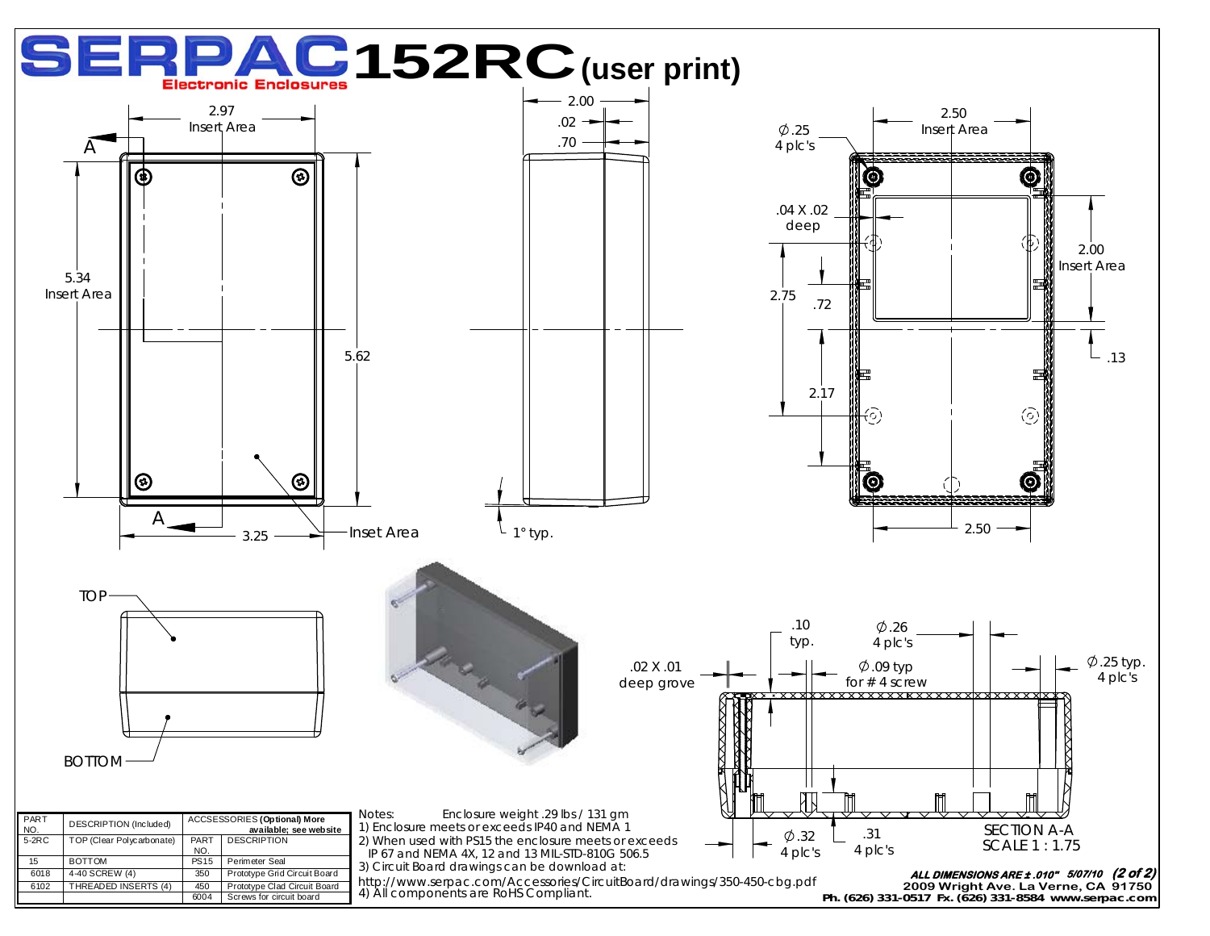# SERPAC 152RC (user print)

Electronic Enclosures

2.97 Insert Area

5.34 Insert Area

5.62

3.25

Inset Area

A

A

2.00

.02

.70

1° typ.

Ø.25 4 plc's

2.50 Insert Area

.04 X .02 deep

2.75

.72

2.00 Insert Area

.13

2.17

2.50

TOP

BOTTOM

.02 X .01 deep grove

.10 typ.

Ø.26 4 plc's

Ø.09 typ for # 4 screw

Ø.25 typ. 4 plc's

Ø.32 4 plc's

.31 4 plc's

SECTION A-A SCALE 1 : 1.75

| PART NO. | DESCRIPTION (Included) | PART NO. | ACCSESSORIES (Optional) More available; see website DESCRIPTION |
|---|---|---|---|
| 5-2RC | TOP (Clear Polycarbonate) | | |
| 15 | BOTTOM | PS15 | Perimeter Seal |
| 6018 | 4-40 SCREW (4) | 350 | Prototype Grid Circuit Board |
| 6102 | THREADED INSERTS (4) | 450 | Prototype Clad Circuit Board |
| | | 6004 | Screws for circuit board |

Notes: Enclosure weight .29 lbs / 131 gm

1) Enclosure meets or exceeds IP40 and NEMA 1
2) When used with PS15 the enclosure meets or exceeds IP 67 and NEMA 4X, 12 and 13 MIL-STD-810G 506.5
3) Circuit Board drawings can be download at: http://www.serpac.com/Accessories/CircuitBoard/drawings/350-450-cbg.pdf
4) All components are RoHS Compliant.

***ALL DIMENSIONS ARE ± .010"*** *5/07/10*

**2009 Wright Ave. La Verne, CA 91750**

**Ph. (626) 331-0517 Fx. (626) 331-8584 www.serpac.com**